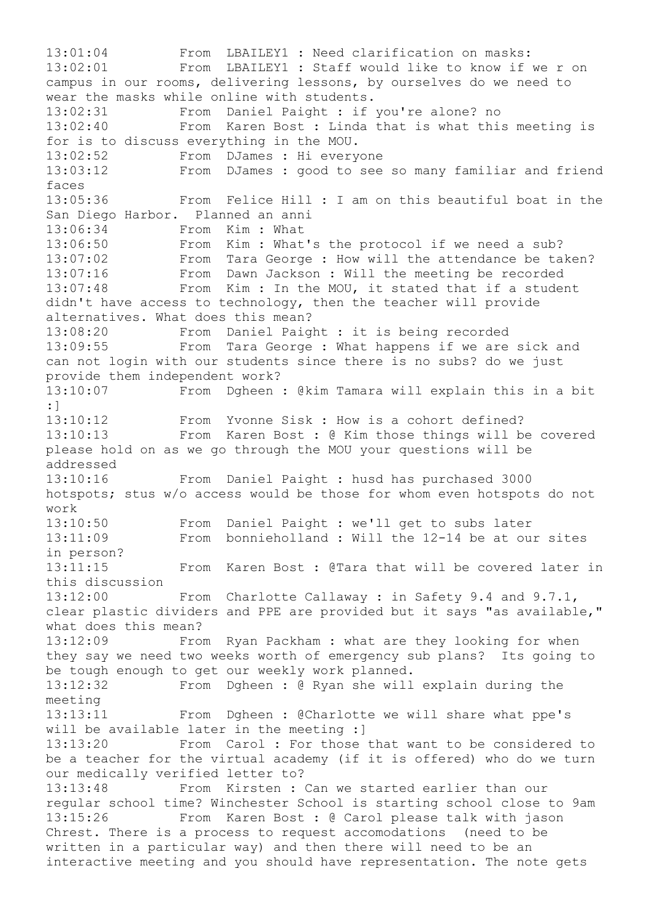13:01:04 From LBAILEY1 : Need clarification on masks:

13:02:01 From LBAILEY1 : Staff would like to know if we r on campus in our rooms, delivering lessons, by ourselves do we need to wear the masks while online with students.

13:02:31 From Daniel Paight : if you're alone? no

13:02:40 From Karen Bost : Linda that is what this meeting is for is to discuss everything in the MOU.

13:02:52 From DJames : Hi everyone

13:03:12 From DJames : good to see so many familiar and friend faces

13:05:36 From Felice Hill : I am on this beautiful boat in the San Diego Harbor. Planned an anni

13:06:34 From Kim : What

13:06:50 From Kim : What's the protocol if we need a sub?

13:07:02 From Tara George : How will the attendance be taken?

13:07:16 From Dawn Jackson : Will the meeting be recorded

13:07:48 From Kim : In the MOU, it stated that if a student didn't have access to technology, then the teacher will provide alternatives. What does this mean?

13:08:20 From Daniel Paight : it is being recorded

13:09:55 From Tara George : What happens if we are sick and can not login with our students since there is no subs? do we just provide them independent work?

13:10:07 From Dgheen : @kim Tamara will explain this in a bit :]

13:10:12 From Yvonne Sisk : How is a cohort defined?

13:10:13 From Karen Bost : @ Kim those things will be covered please hold on as we go through the MOU your questions will be addressed

13:10:16 From Daniel Paight : husd has purchased 3000 hotspots; stus w/o access would be those for whom even hotspots do not work

13:10:50 From Daniel Paight : we'll get to subs later

13:11:09 From bonnieholland : Will the 12-14 be at our sites in person?

13:11:15 From Karen Bost : @Tara that will be covered later in this discussion

13:12:00 From Charlotte Callaway : in Safety 9.4 and 9.7.1, clear plastic dividers and PPE are provided but it says "as available," what does this mean?

13:12:09 From Ryan Packham : what are they looking for when they say we need two weeks worth of emergency sub plans? Its going to be tough enough to get our weekly work planned.

13:12:32 From Dgheen : @ Ryan she will explain during the meeting

13:13:11 From Dgheen : @Charlotte we will share what ppe's will be available later in the meeting :]

13:13:20 From Carol : For those that want to be considered to be a teacher for the virtual academy (if it is offered) who do we turn our medically verified letter to?

13:13:48 From Kirsten : Can we started earlier than our regular school time? Winchester School is starting school close to 9am

13:15:26 From Karen Bost : @ Carol please talk with jason Chrest. There is a process to request accomodations (need to be written in a particular way) and then there will need to be an interactive meeting and you should have representation. The note gets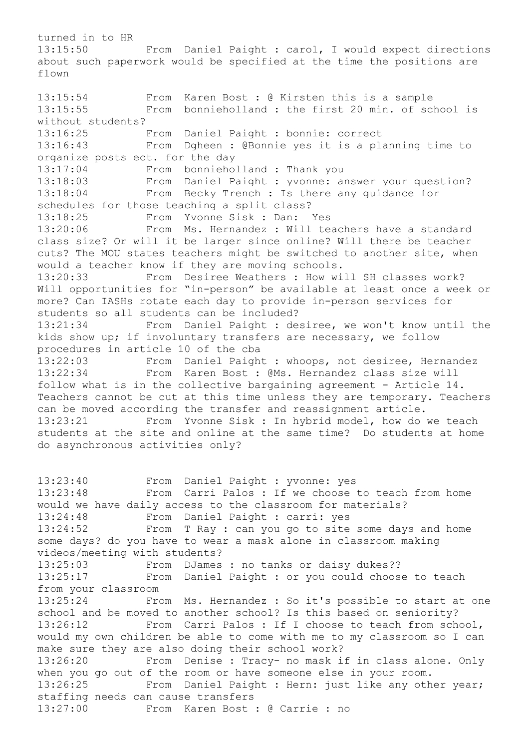turned in to HR

13:15:50 From Daniel Paight : carol, I would expect directions about such paperwork would be specified at the time the positions are flown

13:15:54 From Karen Bost : @ Kirsten this is a sample

13:15:55 From bonnieholland : the first 20 min. of school is without students?

13:16:25 From Daniel Paight : bonnie: correct

13:16:43 From Dgheen : @Bonnie yes it is a planning time to organize posts ect. for the day

13:17:04 From bonnieholland : Thank you

13:18:03 From Daniel Paight : yvonne: answer your question?

13:18:04 From Becky Trench : Is there any guidance for schedules for those teaching a split class?

13:18:25 From Yvonne Sisk : Dan: Yes

13:20:06 From Ms. Hernandez : Will teachers have a standard class size? Or will it be larger since online? Will there be teacher cuts? The MOU states teachers might be switched to another site, when would a teacher know if they are moving schools.

13:20:33 From Desiree Weathers : How will SH classes work? Will opportunities for "in-person" be available at least once a week or more? Can IASHs rotate each day to provide in-person services for students so all students can be included?

13:21:34 From Daniel Paight : desiree, we won't know until the kids show up; if involuntary transfers are necessary, we follow procedures in article 10 of the cba

13:22:03 From Daniel Paight : whoops, not desiree, Hernandez

13:22:34 From Karen Bost : @Ms. Hernandez class size will follow what is in the collective bargaining agreement - Article 14. Teachers cannot be cut at this time unless they are temporary. Teachers can be moved according the transfer and reassignment article.

13:23:21 From Yvonne Sisk : In hybrid model, how do we teach students at the site and online at the same time? Do students at home do asynchronous activities only?

13:23:40 From Daniel Paight : yvonne: yes

13:23:48 From Carri Palos : If we choose to teach from home would we have daily access to the classroom for materials?

13:24:48 From Daniel Paight : carri: yes

13:24:52 From T Ray : can you go to site some days and home some days? do you have to wear a mask alone in classroom making videos/meeting with students?

13:25:03 From DJames : no tanks or daisy dukes??

13:25:17 From Daniel Paight : or you could choose to teach from your classroom

13:25:24 From Ms. Hernandez : So it's possible to start at one school and be moved to another school? Is this based on seniority?

13:26:12 From Carri Palos : If I choose to teach from school, would my own children be able to come with me to my classroom so I can make sure they are also doing their school work?

13:26:20 From Denise : Tracy- no mask if in class alone. Only when you go out of the room or have someone else in your room.

13:26:25 From Daniel Paight : Hern: just like any other year; staffing needs can cause transfers

13:27:00 From Karen Bost : @ Carrie : no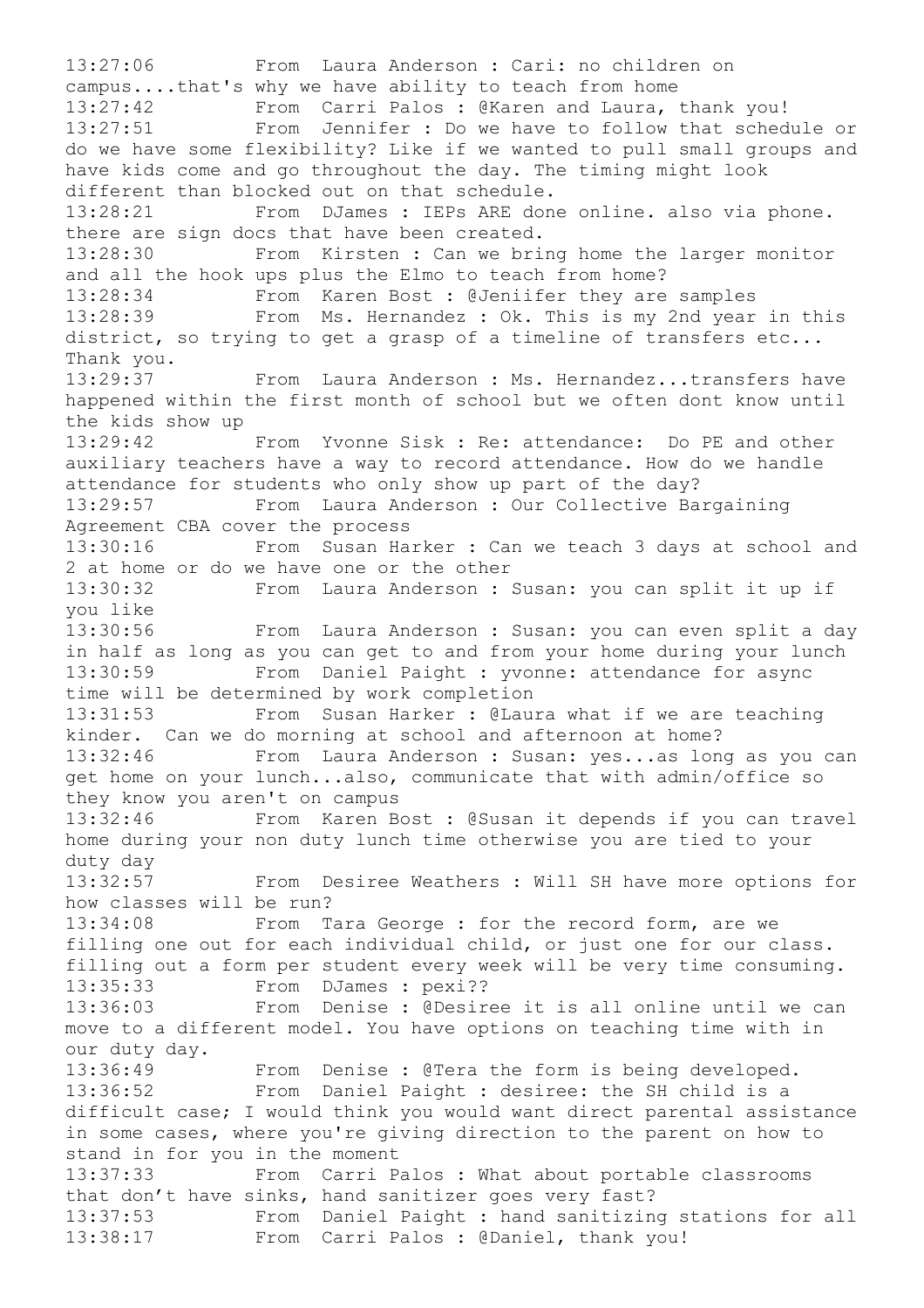13:27:06 From Laura Anderson : Cari: no children on campus....that's why we have ability to teach from home
13:27:42 From Carri Palos : @Karen and Laura, thank you!
13:27:51 From Jennifer : Do we have to follow that schedule or do we have some flexibility? Like if we wanted to pull small groups and have kids come and go throughout the day. The timing might look different than blocked out on that schedule.
13:28:21 From DJames : IEPs ARE done online. also via phone. there are sign docs that have been created.
13:28:30 From Kirsten : Can we bring home the larger monitor and all the hook ups plus the Elmo to teach from home?
13:28:34 From Karen Bost : @Jeniifer they are samples
13:28:39 From Ms. Hernandez : Ok. This is my 2nd year in this district, so trying to get a grasp of a timeline of transfers etc... Thank you.
13:29:37 From Laura Anderson : Ms. Hernandez...transfers have happened within the first month of school but we often dont know until the kids show up
13:29:42 From Yvonne Sisk : Re: attendance: Do PE and other auxiliary teachers have a way to record attendance. How do we handle attendance for students who only show up part of the day?
13:29:57 From Laura Anderson : Our Collective Bargaining Agreement CBA cover the process
13:30:16 From Susan Harker : Can we teach 3 days at school and 2 at home or do we have one or the other
13:30:32 From Laura Anderson : Susan: you can split it up if you like
13:30:56 From Laura Anderson : Susan: you can even split a day in half as long as you can get to and from your home during your lunch
13:30:59 From Daniel Paight : yvonne: attendance for async time will be determined by work completion
13:31:53 From Susan Harker : @Laura what if we are teaching kinder. Can we do morning at school and afternoon at home?
13:32:46 From Laura Anderson : Susan: yes...as long as you can get home on your lunch...also, communicate that with admin/office so they know you aren't on campus
13:32:46 From Karen Bost : @Susan it depends if you can travel home during your non duty lunch time otherwise you are tied to your duty day
13:32:57 From Desiree Weathers : Will SH have more options for how classes will be run?
13:34:08 From Tara George : for the record form, are we filling one out for each individual child, or just one for our class. filling out a form per student every week will be very time consuming.
13:35:33 From DJames : pexi??
13:36:03 From Denise : @Desiree it is all online until we can move to a different model. You have options on teaching time with in our duty day.
13:36:49 From Denise : @Tera the form is being developed.
13:36:52 From Daniel Paight : desiree: the SH child is a difficult case; I would think you would want direct parental assistance in some cases, where you're giving direction to the parent on how to stand in for you in the moment
13:37:33 From Carri Palos : What about portable classrooms that don't have sinks, hand sanitizer goes very fast?
13:37:53 From Daniel Paight : hand sanitizing stations for all
13:38:17 From Carri Palos : @Daniel, thank you!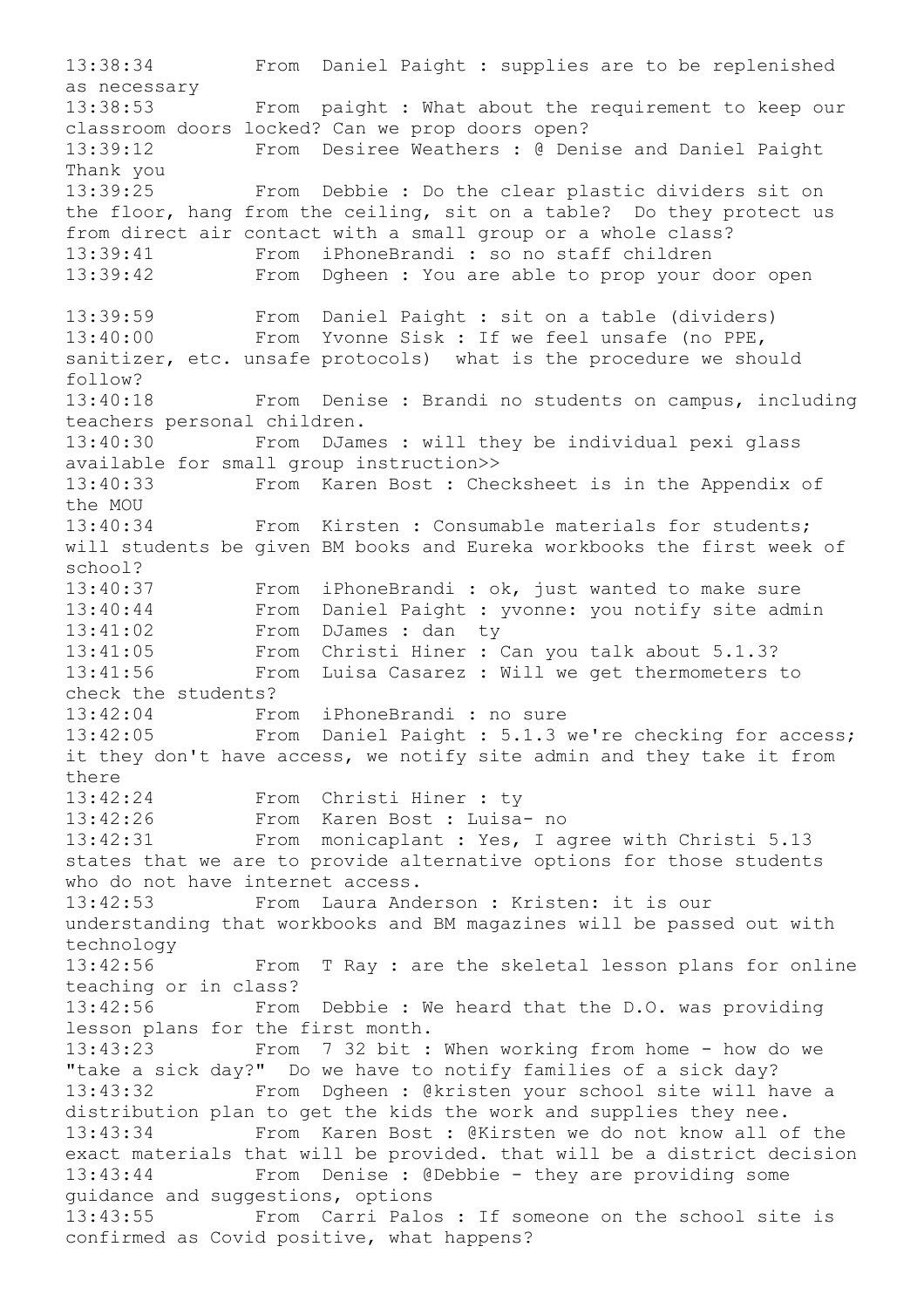13:38:34 From Daniel Paight : supplies are to be replenished as necessary
13:38:53 From paight : What about the requirement to keep our classroom doors locked? Can we prop doors open?
13:39:12 From Desiree Weathers : @ Denise and Daniel Paight Thank you
13:39:25 From Debbie : Do the clear plastic dividers sit on the floor, hang from the ceiling, sit on a table? Do they protect us from direct air contact with a small group or a whole class?
13:39:41 From iPhoneBrandi : so no staff children
13:39:42 From Dgheen : You are able to prop your door open

13:39:59 From Daniel Paight : sit on a table (dividers)
13:40:00 From Yvonne Sisk : If we feel unsafe (no PPE, sanitizer, etc. unsafe protocols) what is the procedure we should follow?
13:40:18 From Denise : Brandi no students on campus, including teachers personal children.
13:40:30 From DJames : will they be individual pexi glass available for small group instruction>>
13:40:33 From Karen Bost : Checksheet is in the Appendix of the MOU
13:40:34 From Kirsten : Consumable materials for students; will students be given BM books and Eureka workbooks the first week of school?
13:40:37 From iPhoneBrandi : ok, just wanted to make sure
13:40:44 From Daniel Paight : yvonne: you notify site admin
13:41:02 From DJames : dan ty
13:41:05 From Christi Hiner : Can you talk about 5.1.3?
13:41:56 From Luisa Casarez : Will we get thermometers to check the students?
13:42:04 From iPhoneBrandi : no sure
13:42:05 From Daniel Paight : 5.1.3 we're checking for access; it they don't have access, we notify site admin and they take it from there
13:42:24 From Christi Hiner : ty
13:42:26 From Karen Bost : Luisa- no
13:42:31 From monicaplant : Yes, I agree with Christi 5.13 states that we are to provide alternative options for those students who do not have internet access.
13:42:53 From Laura Anderson : Kristen: it is our understanding that workbooks and BM magazines will be passed out with technology
13:42:56 From T Ray : are the skeletal lesson plans for online teaching or in class?
13:42:56 From Debbie : We heard that the D.O. was providing lesson plans for the first month.
13:43:23 From 7 32 bit : When working from home - how do we "take a sick day?" Do we have to notify families of a sick day?
13:43:32 From Dgheen : @kristen your school site will have a distribution plan to get the kids the work and supplies they nee.
13:43:34 From Karen Bost : @Kirsten we do not know all of the exact materials that will be provided. that will be a district decision
13:43:44 From Denise : @Debbie - they are providing some guidance and suggestions, options
13:43:55 From Carri Palos : If someone on the school site is confirmed as Covid positive, what happens?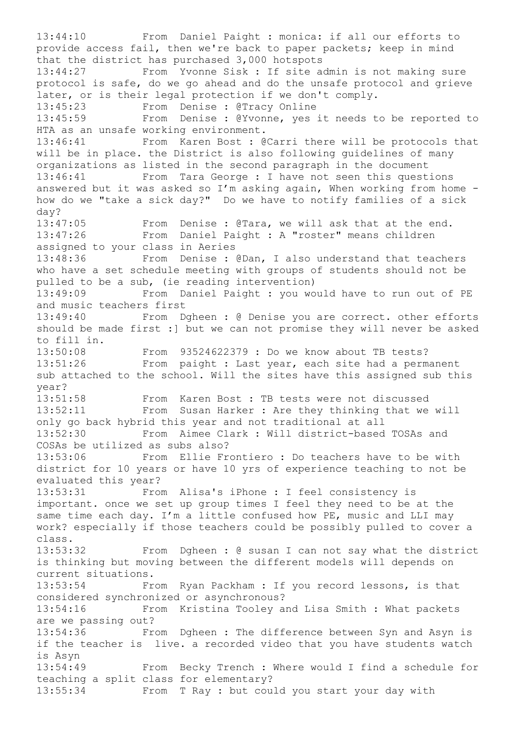13:44:10 From Daniel Paight : monica: if all our efforts to provide access fail, then we're back to paper packets; keep in mind that the district has purchased 3,000 hotspots

13:44:27 From Yvonne Sisk : If site admin is not making sure protocol is safe, do we go ahead and do the unsafe protocol and grieve later, or is their legal protection if we don't comply.

13:45:23 From Denise : @Tracy Online

13:45:59 From Denise : @Yvonne, yes it needs to be reported to HTA as an unsafe working environment.

13:46:41 From Karen Bost : @Carri there will be protocols that will be in place. the District is also following guidelines of many organizations as listed in the second paragraph in the document

13:46:41 From Tara George : I have not seen this questions answered but it was asked so I'm asking again, When working from home - how do we "take a sick day?" Do we have to notify families of a sick day?

13:47:05 From Denise : @Tara, we will ask that at the end.

13:47:26 From Daniel Paight : A "roster" means children assigned to your class in Aeries

13:48:36 From Denise : @Dan, I also understand that teachers who have a set schedule meeting with groups of students should not be pulled to be a sub, (ie reading intervention)

13:49:09 From Daniel Paight : you would have to run out of PE and music teachers first

13:49:40 From Dgheen : @ Denise you are correct. other efforts should be made first :] but we can not promise they will never be asked to fill in.

13:50:08 From 93524622379 : Do we know about TB tests?

13:51:26 From paight : Last year, each site had a permanent sub attached to the school. Will the sites have this assigned sub this year?

13:51:58 From Karen Bost : TB tests were not discussed

13:52:11 From Susan Harker : Are they thinking that we will only go back hybrid this year and not traditional at all

13:52:30 From Aimee Clark : Will district-based TOSAs and COSAs be utilized as subs also?

13:53:06 From Ellie Frontiero : Do teachers have to be with district for 10 years or have 10 yrs of experience teaching to not be evaluated this year?

13:53:31 From Alisa's iPhone : I feel consistency is important. once we set up group times I feel they need to be at the same time each day. I'm a little confused how PE, music and LLI may work? especially if those teachers could be possibly pulled to cover a class.

13:53:32 From Dgheen : @ susan I can not say what the district is thinking but moving between the different models will depends on current situations.

13:53:54 From Ryan Packham : If you record lessons, is that considered synchronized or asynchronous?

13:54:16 From Kristina Tooley and Lisa Smith : What packets are we passing out?

13:54:36 From Dgheen : The difference between Syn and Asyn is if the teacher is live. a recorded video that you have students watch is Asyn

13:54:49 From Becky Trench : Where would I find a schedule for teaching a split class for elementary?

13:55:34 From T Ray : but could you start your day with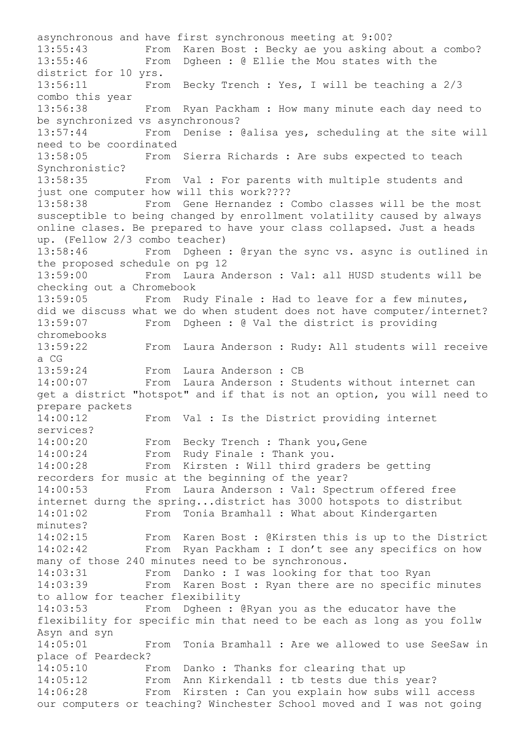asynchronous and have first synchronous meeting at 9:00?
13:55:43 From Karen Bost : Becky ae you asking about a combo?
13:55:46 From Dgheen : @ Ellie the Mou states with the district for 10 yrs.
13:56:11 From Becky Trench : Yes, I will be teaching a 2/3 combo this year
13:56:38 From Ryan Packham : How many minute each day need to be synchronized vs asynchronous?
13:57:44 From Denise : @alisa yes, scheduling at the site will need to be coordinated
13:58:05 From Sierra Richards : Are subs expected to teach Synchronistic?
13:58:35 From Val : For parents with multiple students and just one computer how will this work????
13:58:38 From Gene Hernandez : Combo classes will be the most susceptible to being changed by enrollment volatility caused by always online clases. Be prepared to have your class collapsed. Just a heads up. (Fellow 2/3 combo teacher)
13:58:46 From Dgheen : @ryan the sync vs. async is outlined in the proposed schedule on pg 12
13:59:00 From Laura Anderson : Val: all HUSD students will be checking out a Chromebook
13:59:05 From Rudy Finale : Had to leave for a few minutes, did we discuss what we do when student does not have computer/internet?
13:59:07 From Dgheen : @ Val the district is providing chromebooks
13:59:22 From Laura Anderson : Rudy: All students will receive a CG
13:59:24 From Laura Anderson : CB
14:00:07 From Laura Anderson : Students without internet can get a district "hotspot" and if that is not an option, you will need to prepare packets
14:00:12 From Val : Is the District providing internet services?
14:00:20 From Becky Trench : Thank you,Gene
14:00:24 From Rudy Finale : Thank you.
14:00:28 From Kirsten : Will third graders be getting recorders for music at the beginning of the year?
14:00:53 From Laura Anderson : Val: Spectrum offered free internet durng the spring...district has 3000 hotspots to distribut
14:01:02 From Tonia Bramhall : What about Kindergarten minutes?
14:02:15 From Karen Bost : @Kirsten this is up to the District
14:02:42 From Ryan Packham : I don't see any specifics on how many of those 240 minutes need to be synchronous.
14:03:31 From Danko : I was looking for that too Ryan
14:03:39 From Karen Bost : Ryan there are no specific minutes to allow for teacher flexibility
14:03:53 From Dgheen : @Ryan you as the educator have the flexibility for specific min that need to be each as long as you follw Asyn and syn
14:05:01 From Tonia Bramhall : Are we allowed to use SeeSaw in place of Peardeck?
14:05:10 From Danko : Thanks for clearing that up
14:05:12 From Ann Kirkendall : tb tests due this year?
14:06:28 From Kirsten : Can you explain how subs will access our computers or teaching? Winchester School moved and I was not going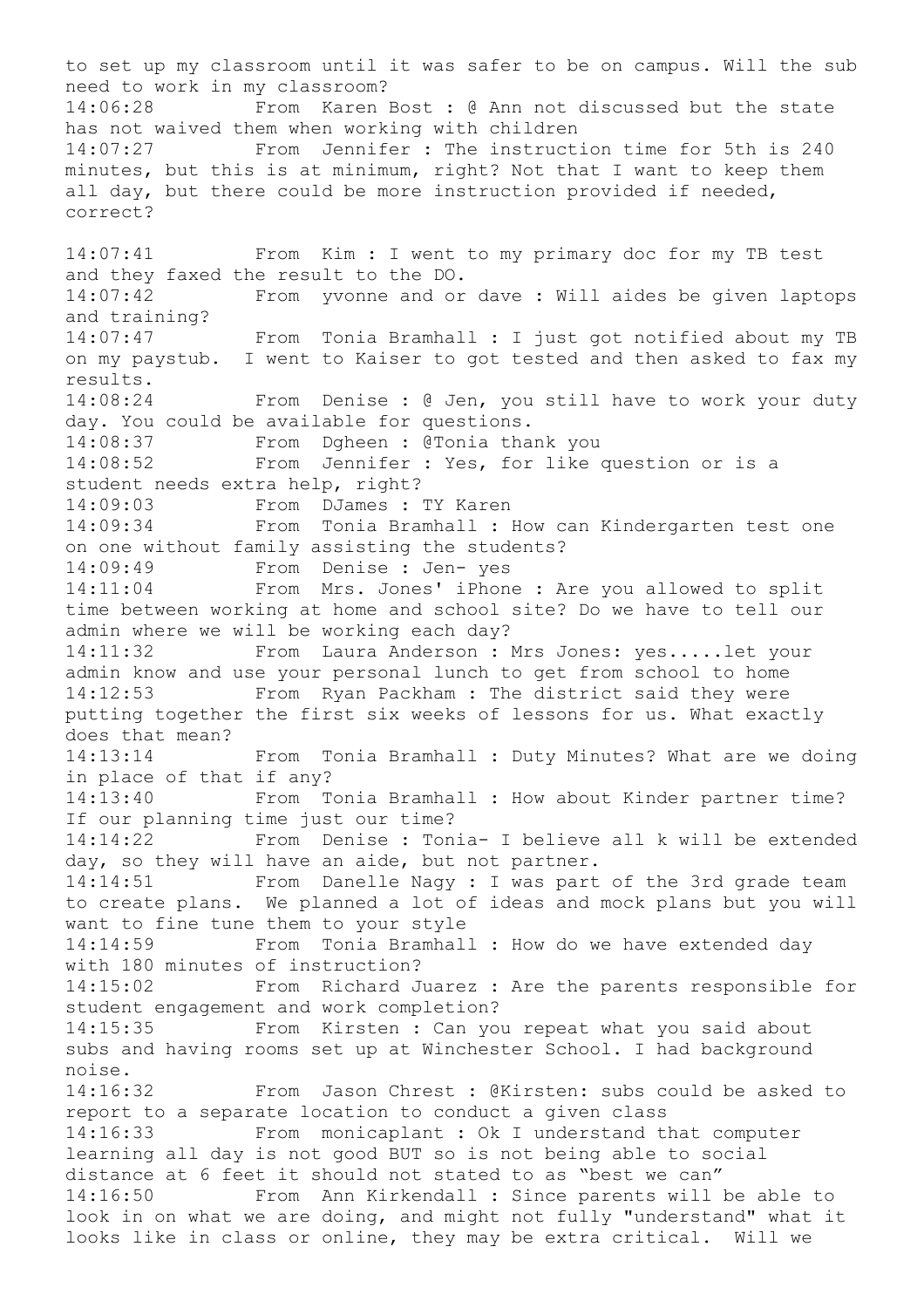to set up my classroom until it was safer to be on campus. Will the sub need to work in my classroom?

14:06:28 From Karen Bost : @ Ann not discussed but the state has not waived them when working with children

14:07:27 From Jennifer : The instruction time for 5th is 240 minutes, but this is at minimum, right? Not that I want to keep them all day, but there could be more instruction provided if needed, correct?

14:07:41 From Kim : I went to my primary doc for my TB test and they faxed the result to the DO.

14:07:42 From yvonne and or dave : Will aides be given laptops and training?

14:07:47 From Tonia Bramhall : I just got notified about my TB on my paystub. I went to Kaiser to got tested and then asked to fax my results.

14:08:24 From Denise : @ Jen, you still have to work your duty day. You could be available for questions.

14:08:37 From Dgheen : @Tonia thank you

14:08:52 From Jennifer : Yes, for like question or is a student needs extra help, right?

14:09:03 From DJames : TY Karen

14:09:34 From Tonia Bramhall : How can Kindergarten test one on one without family assisting the students?

14:09:49 From Denise : Jen- yes

14:11:04 From Mrs. Jones' iPhone : Are you allowed to split time between working at home and school site? Do we have to tell our admin where we will be working each day?

14:11:32 From Laura Anderson : Mrs Jones: yes.....let your admin know and use your personal lunch to get from school to home

14:12:53 From Ryan Packham : The district said they were putting together the first six weeks of lessons for us. What exactly does that mean?

14:13:14 From Tonia Bramhall : Duty Minutes? What are we doing in place of that if any?

14:13:40 From Tonia Bramhall : How about Kinder partner time? If our planning time just our time?

14:14:22 From Denise : Tonia- I believe all k will be extended day, so they will have an aide, but not partner.

14:14:51 From Danelle Nagy : I was part of the 3rd grade team to create plans. We planned a lot of ideas and mock plans but you will want to fine tune them to your style

14:14:59 From Tonia Bramhall : How do we have extended day with 180 minutes of instruction?

14:15:02 From Richard Juarez : Are the parents responsible for student engagement and work completion?

14:15:35 From Kirsten : Can you repeat what you said about subs and having rooms set up at Winchester School. I had background noise.

14:16:32 From Jason Chrest : @Kirsten: subs could be asked to report to a separate location to conduct a given class

14:16:33 From monicaplant : Ok I understand that computer learning all day is not good BUT so is not being able to social distance at 6 feet it should not stated to as "best we can"

14:16:50 From Ann Kirkendall : Since parents will be able to look in on what we are doing, and might not fully "understand" what it looks like in class or online, they may be extra critical. Will we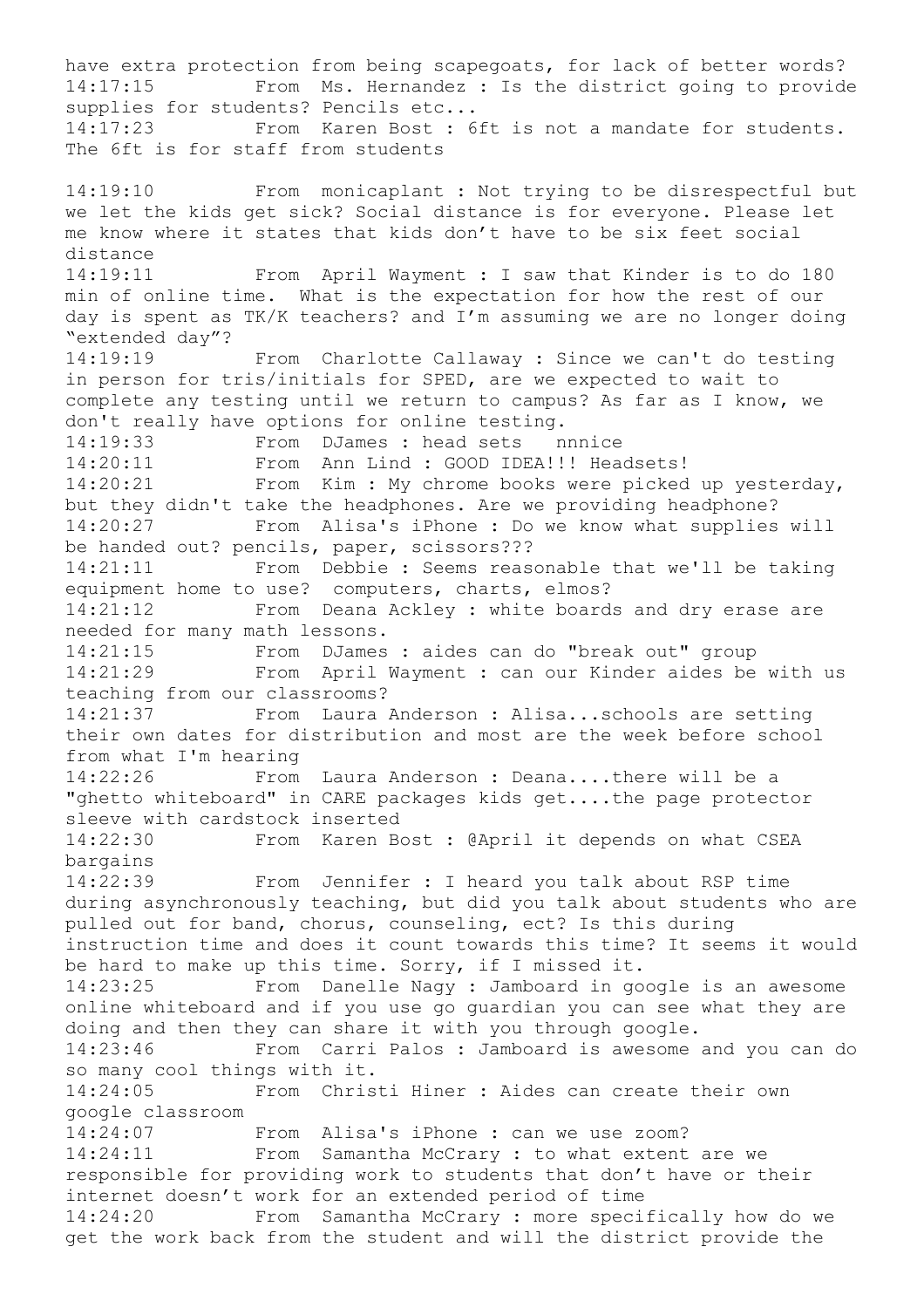have extra protection from being scapegoats, for lack of better words?

14:17:15 From Ms. Hernandez : Is the district going to provide supplies for students? Pencils etc...

14:17:23 From Karen Bost : 6ft is not a mandate for students. The 6ft is for staff from students

14:19:10 From monicaplant : Not trying to be disrespectful but we let the kids get sick? Social distance is for everyone. Please let me know where it states that kids don't have to be six feet social distance

14:19:11 From April Wayment : I saw that Kinder is to do 180 min of online time. What is the expectation for how the rest of our day is spent as TK/K teachers? and I'm assuming we are no longer doing "extended day"?

14:19:19 From Charlotte Callaway : Since we can't do testing in person for tris/initials for SPED, are we expected to wait to complete any testing until we return to campus? As far as I know, we don't really have options for online testing.

14:19:33 From DJames : head sets nnnice

14:20:11 From Ann Lind : GOOD IDEA!!! Headsets!

14:20:21 From Kim : My chrome books were picked up yesterday, but they didn't take the headphones. Are we providing headphone?

14:20:27 From Alisa's iPhone : Do we know what supplies will be handed out? pencils, paper, scissors???

14:21:11 From Debbie : Seems reasonable that we'll be taking equipment home to use? computers, charts, elmos?

14:21:12 From Deana Ackley : white boards and dry erase are needed for many math lessons.

14:21:15 From DJames : aides can do "break out" group

14:21:29 From April Wayment : can our Kinder aides be with us teaching from our classrooms?

14:21:37 From Laura Anderson : Alisa...schools are setting their own dates for distribution and most are the week before school from what I'm hearing

14:22:26 From Laura Anderson : Deana....there will be a "ghetto whiteboard" in CARE packages kids get....the page protector sleeve with cardstock inserted

14:22:30 From Karen Bost : @April it depends on what CSEA bargains

14:22:39 From Jennifer : I heard you talk about RSP time during asynchronously teaching, but did you talk about students who are pulled out for band, chorus, counseling, ect? Is this during instruction time and does it count towards this time? It seems it would be hard to make up this time. Sorry, if I missed it.

14:23:25 From Danelle Nagy : Jamboard in google is an awesome online whiteboard and if you use go guardian you can see what they are doing and then they can share it with you through google.

14:23:46 From Carri Palos : Jamboard is awesome and you can do so many cool things with it.

14:24:05 From Christi Hiner : Aides can create their own google classroom

14:24:07 From Alisa's iPhone : can we use zoom?

14:24:11 From Samantha McCrary : to what extent are we responsible for providing work to students that don't have or their internet doesn't work for an extended period of time

14:24:20 From Samantha McCrary : more specifically how do we get the work back from the student and will the district provide the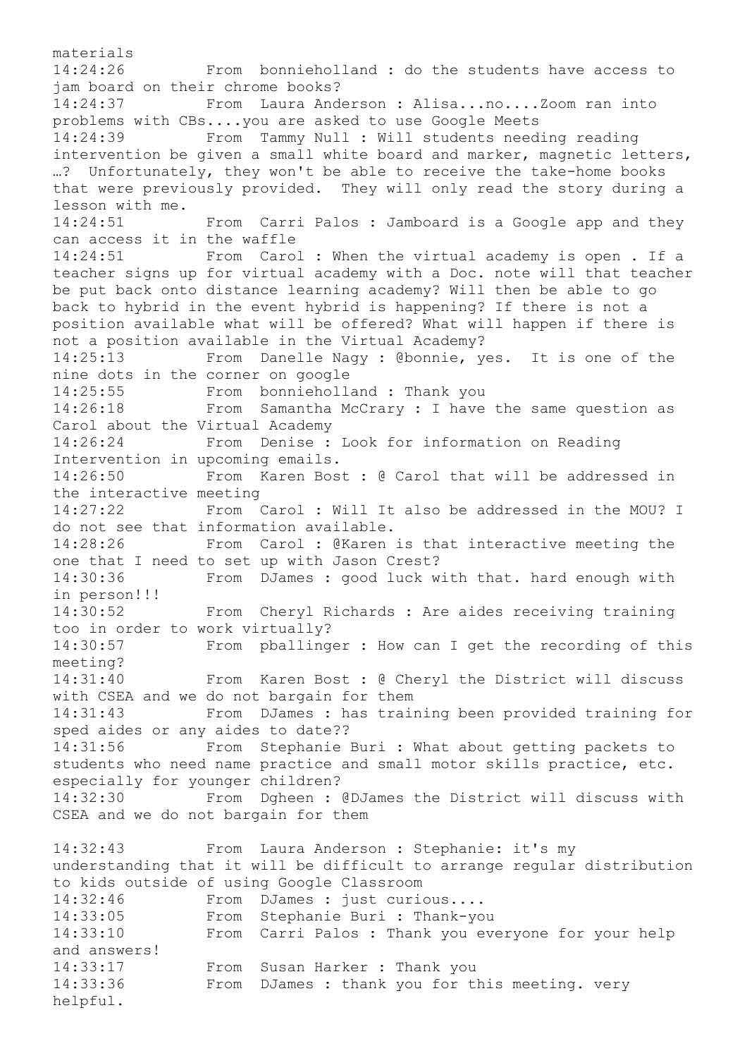materials

14:24:26 From bonnieholland : do the students have access to jam board on their chrome books?

14:24:37 From Laura Anderson : Alisa...no....Zoom ran into problems with CBs....you are asked to use Google Meets

14:24:39 From Tammy Null : Will students needing reading intervention be given a small white board and marker, magnetic letters, …? Unfortunately, they won't be able to receive the take-home books that were previously provided. They will only read the story during a lesson with me.

14:24:51 From Carri Palos : Jamboard is a Google app and they can access it in the waffle

14:24:51 From Carol : When the virtual academy is open . If a teacher signs up for virtual academy with a Doc. note will that teacher be put back onto distance learning academy? Will then be able to go back to hybrid in the event hybrid is happening? If there is not a position available what will be offered? What will happen if there is not a position available in the Virtual Academy?

14:25:13 From Danelle Nagy : @bonnie, yes. It is one of the nine dots in the corner on google

14:25:55 From bonnieholland : Thank you

14:26:18 From Samantha McCrary : I have the same question as Carol about the Virtual Academy

14:26:24 From Denise : Look for information on Reading Intervention in upcoming emails.

14:26:50 From Karen Bost : @ Carol that will be addressed in the interactive meeting

14:27:22 From Carol : Will It also be addressed in the MOU? I do not see that information available.

14:28:26 From Carol : @Karen is that interactive meeting the one that I need to set up with Jason Crest?

14:30:36 From DJames : good luck with that. hard enough with in person!!!

14:30:52 From Cheryl Richards : Are aides receiving training too in order to work virtually?

14:30:57 From pballinger : How can I get the recording of this meeting?

14:31:40 From Karen Bost : @ Cheryl the District will discuss with CSEA and we do not bargain for them

14:31:43 From DJames : has training been provided training for sped aides or any aides to date??

14:31:56 From Stephanie Buri : What about getting packets to students who need name practice and small motor skills practice, etc. especially for younger children?

14:32:30 From Dgheen : @DJames the District will discuss with CSEA and we do not bargain for them

14:32:43 From Laura Anderson : Stephanie: it's my understanding that it will be difficult to arrange regular distribution to kids outside of using Google Classroom

14:32:46 From DJames : just curious....

14:33:05 From Stephanie Buri : Thank-you

14:33:10 From Carri Palos : Thank you everyone for your help and answers!

14:33:17 From Susan Harker : Thank you

14:33:36 From DJames : thank you for this meeting. very helpful.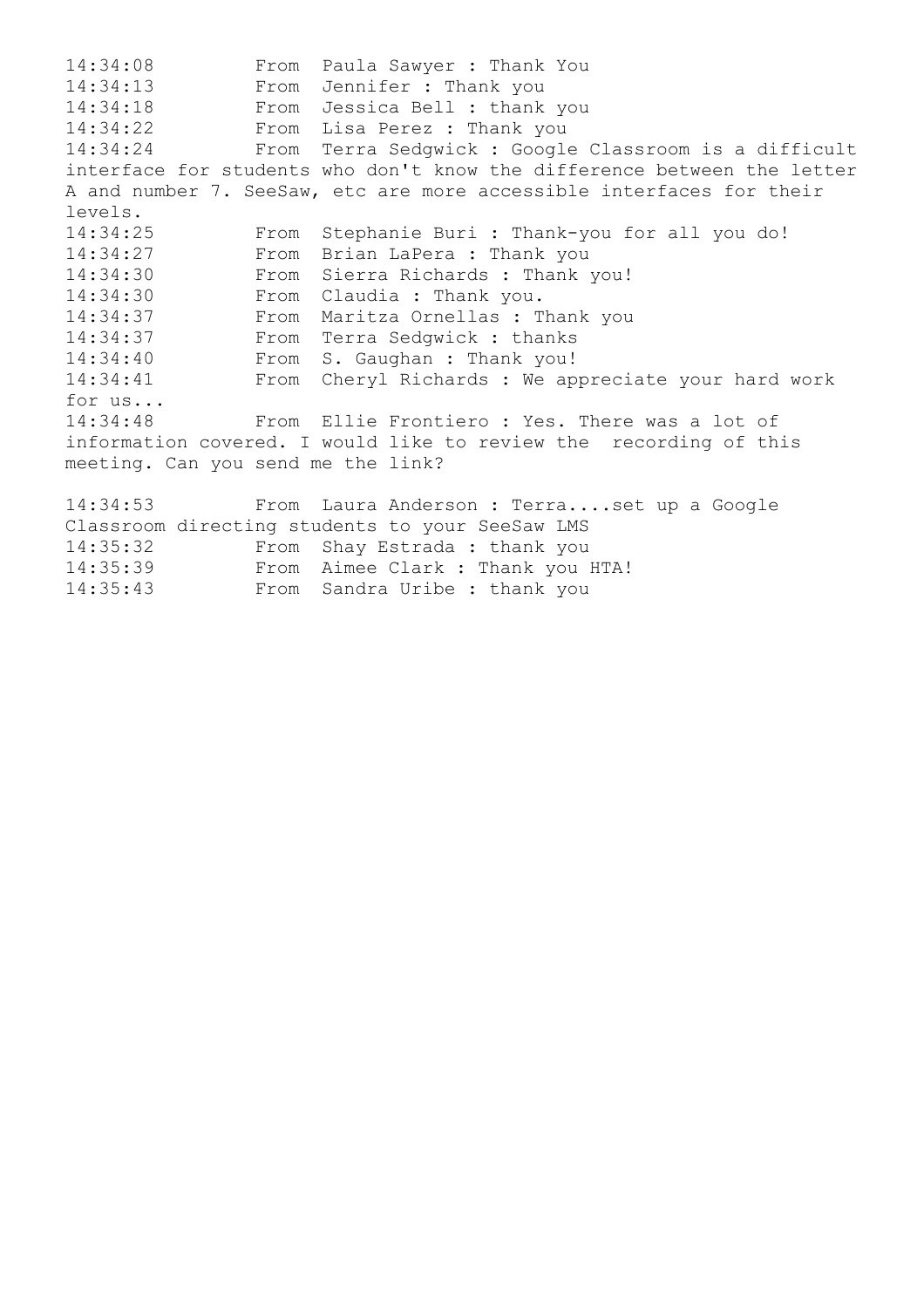14:34:08 From Paula Sawyer : Thank You
14:34:13 From Jennifer : Thank you
14:34:18 From Jessica Bell : thank you
14:34:22 From Lisa Perez : Thank you
14:34:24 From Terra Sedgwick : Google Classroom is a difficult interface for students who don't know the difference between the letter A and number 7. SeeSaw, etc are more accessible interfaces for their levels.
14:34:25 From Stephanie Buri : Thank-you for all you do!
14:34:27 From Brian LaPera : Thank you
14:34:30 From Sierra Richards : Thank you!
14:34:30 From Claudia : Thank you.
14:34:37 From Maritza Ornellas : Thank you
14:34:37 From Terra Sedgwick : thanks
14:34:40 From S. Gaughan : Thank you!
14:34:41 From Cheryl Richards : We appreciate your hard work for us...
14:34:48 From Ellie Frontiero : Yes. There was a lot of information covered. I would like to review the recording of this meeting. Can you send me the link?

14:34:53 From Laura Anderson : Terra....set up a Google Classroom directing students to your SeeSaw LMS
14:35:32 From Shay Estrada : thank you
14:35:39 From Aimee Clark : Thank you HTA!
14:35:43 From Sandra Uribe : thank you